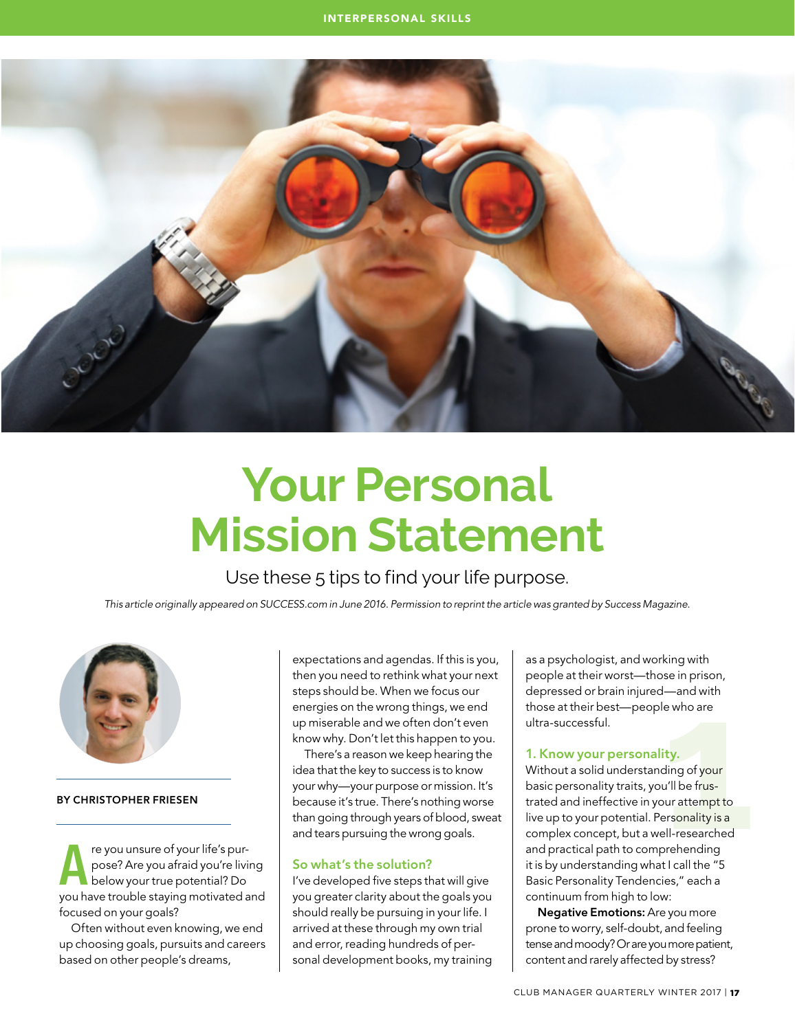# Your Personal Mission Statement

Use these 5 tips to find your life purpose.

*This article originally appeared on SUCCESS.com in June 2016. Permission to reprint the article was granted by Success Magazine.*

**BY CHRISTOPHER FRIESEN**

Are you unsure of your life's purpose? Are you afraid you're living below your true potential? Do you have trouble staying motivated and focused on your goals?

Often without even knowing, we end up choosing goals, pursuits and careers based on other people's dreams, expectations and agendas. If this is you, then you need to rethink what your next steps should be. When we focus our energies on the wrong things, we end up miserable and we often don't even know why. Don't let this happen to you.

There's a reason we keep hearing the idea that the key to success is to know your why—your purpose or mission. It's because it's true. There's nothing worse than going through years of blood, sweat and tears pursuing the wrong goals.

## So what's the solution?

I've developed five steps that will give you greater clarity about the goals you should really be pursuing in your life. I arrived at these through my own trial and error, reading hundreds of personal development books, my training as a psychologist, and working with people at their worst—those in prison, depressed or brain injured—and with those at their best—people who are ultra-successful.

### 1. Know your personality.

Without a solid understanding of your basic personality traits, you'll be frustrated and ineffective in your attempt to live up to your potential. Personality is a complex concept, but a well-researched and practical path to comprehending it is by understanding what I call the "5 Basic Personality Tendencies," each a continuum from high to low:

**Negative Emotions:** Are you more prone to worry, self-doubt, and feeling tense and moody? Or are you more patient, content and rarely affected by stress?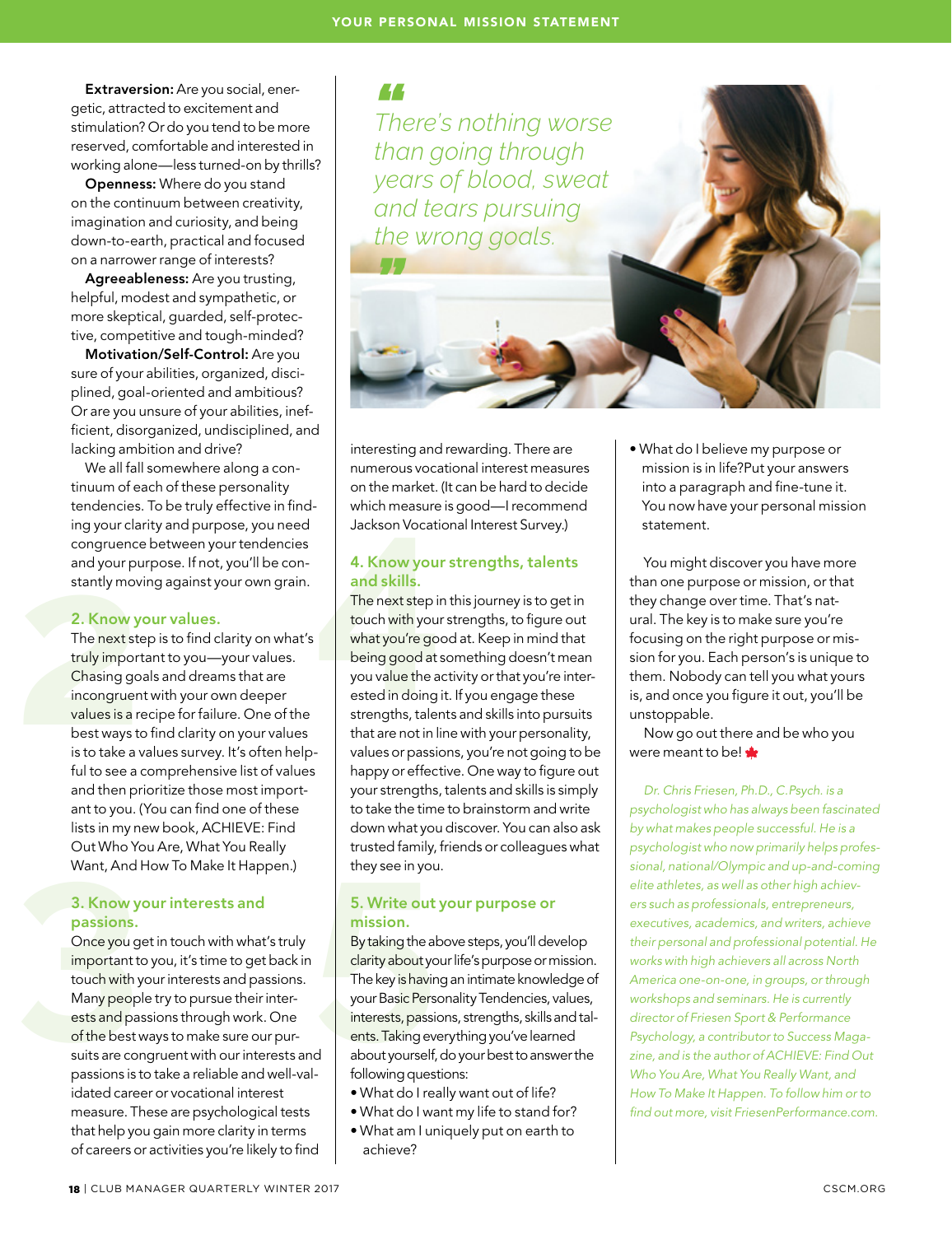**Extraversion:** Are you social, energetic, attracted to excitement and stimulation? Or do you tend to be more reserved, comfortable and interested in working alone—less turned-on by thrills?

**Openness:** Where do you stand on the continuum between creativity, imagination and curiosity, and being down-to-earth, practical and focused on a narrower range of interests?

**Agreeableness:** Are you trusting, helpful, modest and sympathetic, or more skeptical, guarded, self-protective, competitive and tough-minded?

**Motivation/Self-Control:** Are you sure of your abilities, organized, disciplined, goal-oriented and ambitious? Or are you unsure of your abilities, inefficient, disorganized, undisciplined, and lacking ambition and drive?

We all fall somewhere along a continuum of each of these personality tendencies. To be truly effective in finding your clarity and purpose, you need congruence between your tendencies and your purpose. If not, you'll be constantly moving against your own grain.

## 2. Know your values.

The next step is to find clarity on what's truly important to you—your values. Chasing goals and dreams that are incongruent with your own deeper values is a recipe for failure. One of the best ways to find clarity on your values is to take a values survey. It's often helpful to see a comprehensive list of values and then prioritize those most important to you. (You can find one of these lists in my new book, ACHIEVE: Find Out Who You Are, What You Really Want, And How To Make It Happen.)

## 3. Know your interests and passions.

Once you get in touch with what's truly important to you, it's time to get back in touch with your interests and passions. Many people try to pursue their interests and passions through work. One of the best ways to make sure our pursuits are congruent with our interests and passions is to take a reliable and well-validated career or vocational interest measure. These are psychological tests that help you gain more clarity in terms of careers or activities you're likely to find interesting and rewarding. There are numerous vocational interest measures on the market. (It can be hard to decide which measure is good—I recommend Jackson Vocational Interest Survey.)

> *"There's nothing worse than going through years of blood, sweat and tears pursuing the wrong goals."*

## 4. Know your strengths, talents and skills.

The next step in this journey is to get in touch with your strengths, to figure out what you're good at. Keep in mind that being good at something doesn't mean you value the activity or that you're interested in doing it. If you engage these strengths, talents and skills into pursuits that are not in line with your personality, values or passions, you're not going to be happy or effective. One way to figure out your strengths, talents and skills is simply to take the time to brainstorm and write down what you discover. You can also ask trusted family, friends or colleagues what they see in you.

## 5. Write out your purpose or mission.

By taking the above steps, you'll develop clarity about your life's purpose or mission. The key is having an intimate knowledge of your Basic Personality Tendencies, values, interests, passions, strengths, skills and talents. Taking everything you've learned about yourself, do your best to answer the following questions:

- What do I really want out of life?
- What do I want my life to stand for?
- What am I uniquely put on earth to achieve?
- What do I believe my purpose or mission is in life? Put your answers into a paragraph and fine-tune it. You now have your personal mission statement.

You might discover you have more than one purpose or mission, or that they change over time. That's natural. The key is to make sure you're focusing on the right purpose or mission for you. Each person's is unique to them. Nobody can tell you what yours is, and once you figure it out, you'll be unstoppable.

Now go out there and be who you were meant to be!

*Dr. Chris Friesen, Ph.D., C.Psych. is a psychologist who has always been fascinated by what makes people successful. He is a psychologist who now primarily helps professional, national/Olympic and up-and-coming elite athletes, as well as other high achievers such as professionals, entrepreneurs, executives, academics, and writers, achieve their personal and professional potential. He works with high achievers all across North America one-on-one, in groups, or through workshops and seminars. He is currently director of Friesen Sport & Performance Psychology, a contributor to Success Magazine, and is the author of ACHIEVE: Find Out Who You Are, What You Really Want, and How To Make It Happen. To follow him or to find out more, visit FriesenPerformance.com.*